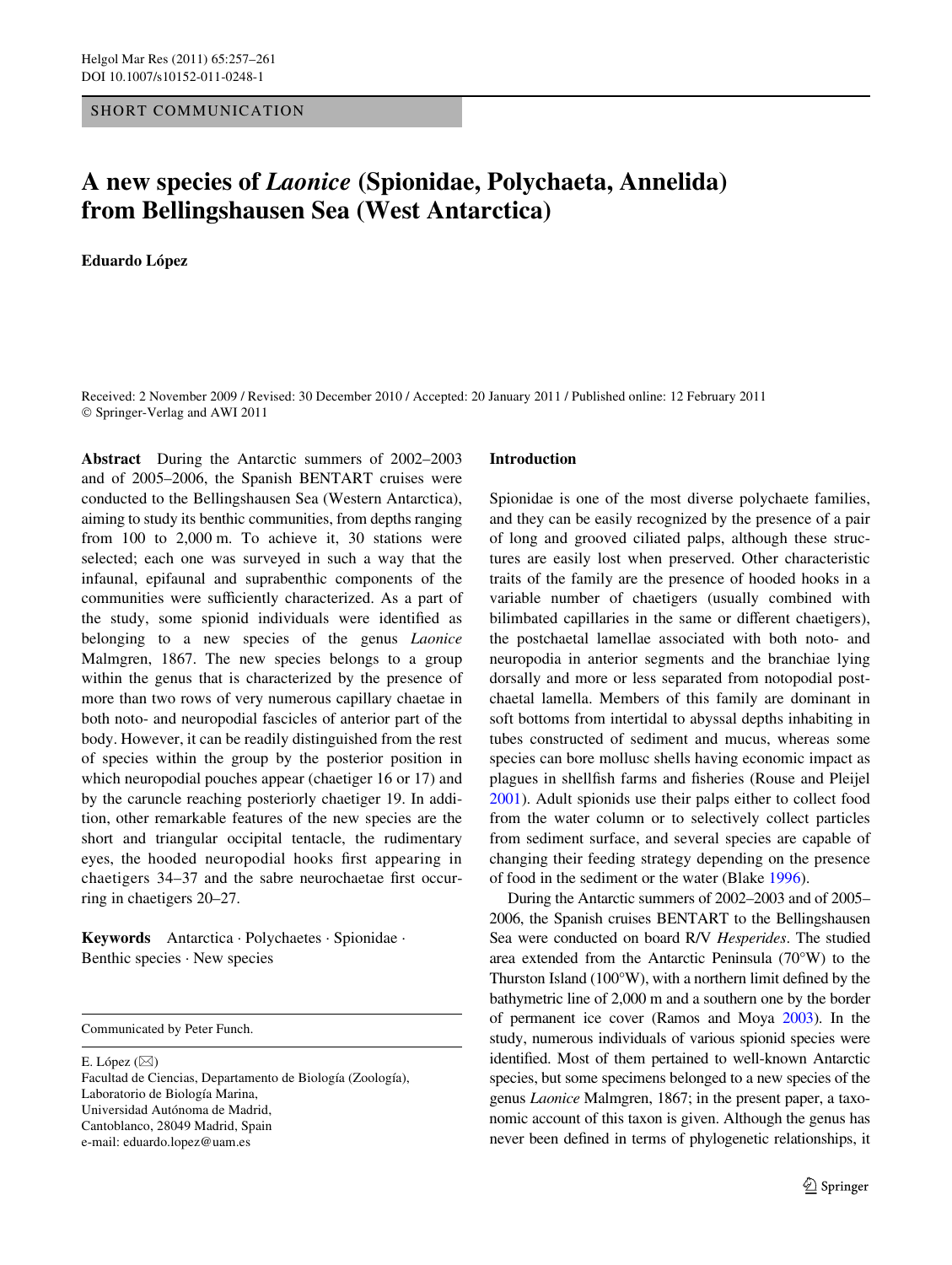SHORT COMMUNICATION

# A new species of *Laonice* (Spionidae, Polychaeta, Annelida) from Bellingshausen Sea (West Antarctica)

**Eduardo López**

Received: 2 November 2009 / Revised: 30 December 2010 / Accepted: 20 January 2011 / Published online: 12 February 2011
© Springer-Verlag and AWI 2011

**Abstract** During the Antarctic summers of 2002–2003 and of 2005–2006, the Spanish BENTART cruises were conducted to the Bellingshausen Sea (Western Antarctica), aiming to study its benthic communities, from depths ranging from 100 to 2,000 m. To achieve it, 30 stations were selected; each one was surveyed in such a way that the infaunal, epifaunal and suprabenthic components of the communities were sufficiently characterized. As a part of the study, some spionid individuals were identified as belonging to a new species of the genus *Laonice* Malmgren, 1867. The new species belongs to a group within the genus that is characterized by the presence of more than two rows of very numerous capillary chaetae in both noto- and neuropodial fascicles of anterior part of the body. However, it can be readily distinguished from the rest of species within the group by the posterior position in which neuropodial pouches appear (chaetiger 16 or 17) and by the caruncle reaching posteriorly chaetiger 19. In addition, other remarkable features of the new species are the short and triangular occipital tentacle, the rudimentary eyes, the hooded neuropodial hooks first appearing in chaetigers 34–37 and the sabre neurochaetae first occurring in chaetigers 20–27.

**Keywords** Antarctica · Polychaetes · Spionidae · Benthic species · New species

Communicated by Peter Funch.

E. López (✉)
Facultad de Ciencias, Departamento de Biología (Zoología),
Laboratorio de Biología Marina,
Universidad Autónoma de Madrid,
Cantoblanco, 28049 Madrid, Spain
e-mail: eduardo.lopez@uam.es

## Introduction

Spionidae is one of the most diverse polychaete families, and they can be easily recognized by the presence of a pair of long and grooved ciliated palps, although these structures are easily lost when preserved. Other characteristic traits of the family are the presence of hooded hooks in a variable number of chaetigers (usually combined with bilimbated capillaries in the same or different chaetigers), the postchaetal lamellae associated with both noto- and neuropodia in anterior segments and the branchiae lying dorsally and more or less separated from notopodial postchaetal lamella. Members of this family are dominant in soft bottoms from intertidal to abyssal depths inhabiting in tubes constructed of sediment and mucus, whereas some species can bore mollusc shells having economic impact as plagues in shellfish farms and fisheries (Rouse and Pleijel 2001). Adult spionids use their palps either to collect food from the water column or to selectively collect particles from sediment surface, and several species are capable of changing their feeding strategy depending on the presence of food in the sediment or the water (Blake 1996).

During the Antarctic summers of 2002–2003 and of 2005–2006, the Spanish cruises BENTART to the Bellingshausen Sea were conducted on board R/V *Hesperides*. The studied area extended from the Antarctic Peninsula (70°W) to the Thurston Island (100°W), with a northern limit defined by the bathymetric line of 2,000 m and a southern one by the border of permanent ice cover (Ramos and Moya 2003). In the study, numerous individuals of various spionid species were identified. Most of them pertained to well-known Antarctic species, but some specimens belonged to a new species of the genus *Laonice* Malmgren, 1867; in the present paper, a taxonomic account of this taxon is given. Although the genus has never been defined in terms of phylogenetic relationships, it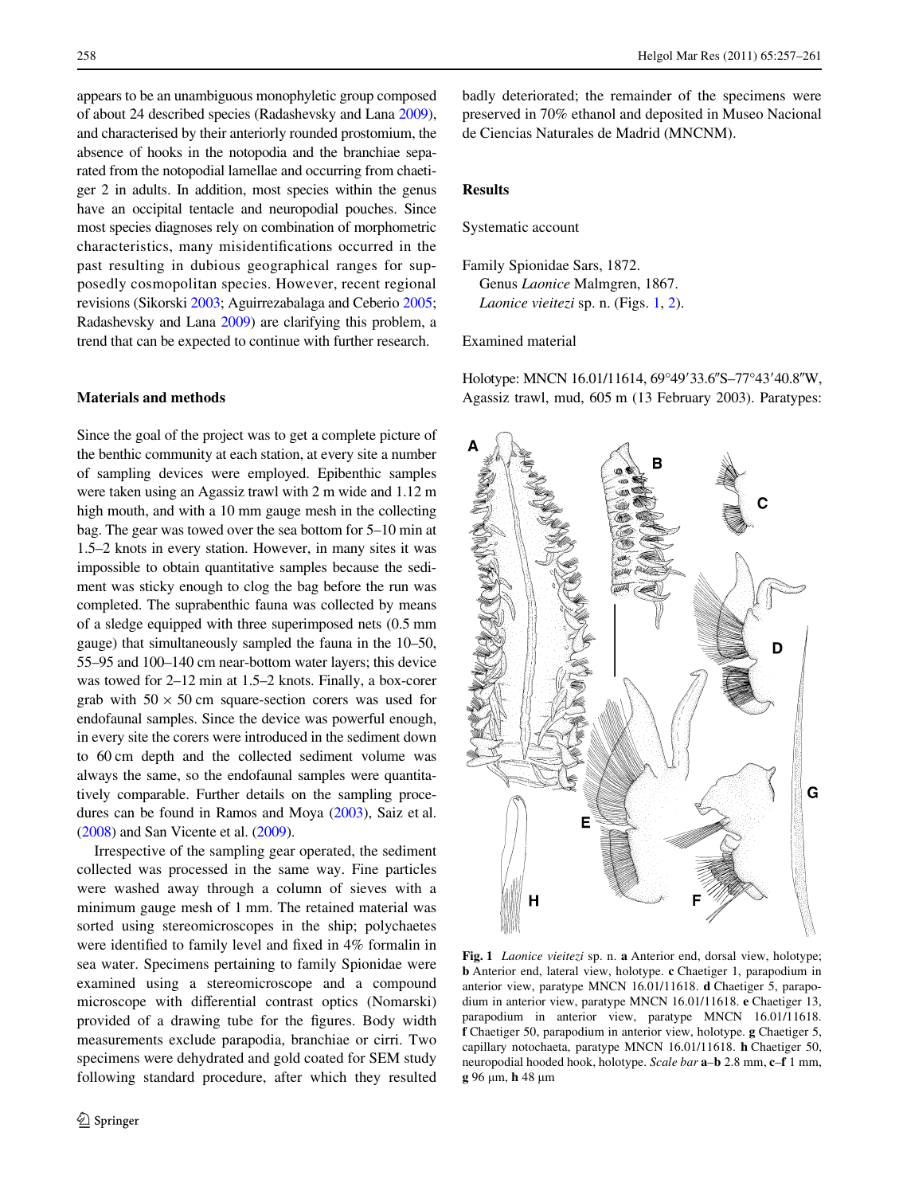appears to be an unambiguous monophyletic group composed of about 24 described species (Radashevsky and Lana 2009), and characterised by their anteriorly rounded prostomium, the absence of hooks in the notopodia and the branchiae separated from the notopodial lamellae and occurring from chaetiger 2 in adults. In addition, most species within the genus have an occipital tentacle and neuropodial pouches. Since most species diagnoses rely on combination of morphometric characteristics, many misidentifications occurred in the past resulting in dubious geographical ranges for supposedly cosmopolitan species. However, recent regional revisions (Sikorski 2003; Aguirrezabalaga and Ceberio 2005; Radashevsky and Lana 2009) are clarifying this problem, a trend that can be expected to continue with further research.

## Materials and methods

Since the goal of the project was to get a complete picture of the benthic community at each station, at every site a number of sampling devices were employed. Epibenthic samples were taken using an Agassiz trawl with 2 m wide and 1.12 m high mouth, and with a 10 mm gauge mesh in the collecting bag. The gear was towed over the sea bottom for 5–10 min at 1.5–2 knots in every station. However, in many sites it was impossible to obtain quantitative samples because the sediment was sticky enough to clog the bag before the run was completed. The suprabenthic fauna was collected by means of a sledge equipped with three superimposed nets (0.5 mm gauge) that simultaneously sampled the fauna in the 10–50, 55–95 and 100–140 cm near-bottom water layers; this device was towed for 2–12 min at 1.5–2 knots. Finally, a box-corer grab with $50 \times 50$ cm square-section corers was used for endofaunal samples. Since the device was powerful enough, in every site the corers were introduced in the sediment down to 60 cm depth and the collected sediment volume was always the same, so the endofaunal samples were quantitatively comparable. Further details on the sampling procedures can be found in Ramos and Moya (2003), Saiz et al. (2008) and San Vicente et al. (2009).

Irrespective of the sampling gear operated, the sediment collected was processed in the same way. Fine particles were washed away through a column of sieves with a minimum gauge mesh of 1 mm. The retained material was sorted using stereomicroscopes in the ship; polychaetes were identified to family level and fixed in 4% formalin in sea water. Specimens pertaining to family Spionidae were examined using a stereomicroscope and a compound microscope with differential contrast optics (Nomarski) provided of a drawing tube for the figures. Body width measurements exclude parapodia, branchiae or cirri. Two specimens were dehydrated and gold coated for SEM study following standard procedure, after which they resulted badly deteriorated; the remainder of the specimens were preserved in 70% ethanol and deposited in Museo Nacional de Ciencias Naturales de Madrid (MNCNM).

## Results

Systematic account

Family Spionidae Sars, 1872.
Genus *Laonice* Malmgren, 1867.
*Laonice vieitezi* sp. n. (Figs. 1, 2).

Examined material

Holotype: MNCN 16.01/11614, 69°49′33.6″S–77°43′40.8″W, Agassiz trawl, mud, 605 m (13 February 2003). Paratypes:

A
B
C
D
E
F
G
H

**Fig. 1** *Laonice vieitezi* sp. n. **a** Anterior end, dorsal view, holotype; **b** Anterior end, lateral view, holotype. **c** Chaetiger 1, parapodium in anterior view, paratype MNCN 16.01/11618. **d** Chaetiger 5, parapodium in anterior view, paratype MNCN 16.01/11618. **e** Chaetiger 13, parapodium in anterior view, paratype MNCN 16.01/11618. **f** Chaetiger 50, parapodium in anterior view, holotype. **g** Chaetiger 5, capillary notochaeta, paratype MNCN 16.01/11618. **h** Chaetiger 50, neuropodial hooded hook, holotype. *Scale bar* **a–b** 2.8 mm, **c–f** 1 mm, **g** 96 μm, **h** 48 μm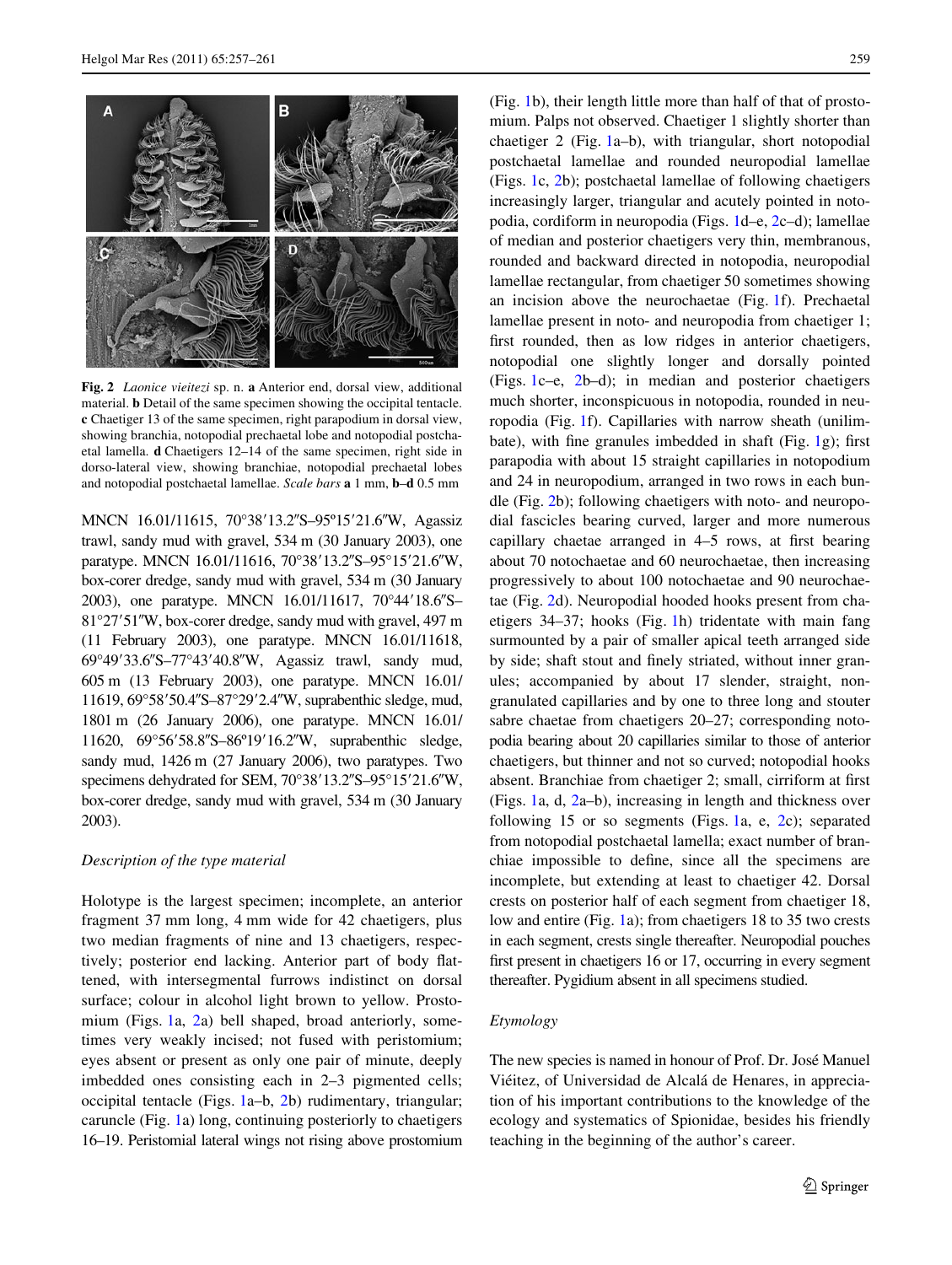**Fig. 2** *Laonice vieitezi* sp. n. **a** Anterior end, dorsal view, additional material. **b** Detail of the same specimen showing the occipital tentacle. **c** Chaetiger 13 of the same specimen, right parapodium in dorsal view, showing branchia, notopodial prechaetal lobe and notopodial postchaetal lamella. **d** Chaetigers 12–14 of the same specimen, right side in dorso-lateral view, showing branchiae, notopodial prechaetal lobes and notopodial postchaetal lamellae. *Scale bars* **a** 1 mm, **b–d** 0.5 mm

MNCN 16.01/11615, 70°38′13.2″S–95º15′21.6″W, Agassiz trawl, sandy mud with gravel, 534 m (30 January 2003), one paratype. MNCN 16.01/11616, 70°38′13.2″S–95°15′21.6″W, box-corer dredge, sandy mud with gravel, 534 m (30 January 2003), one paratype. MNCN 16.01/11617, 70°44′18.6″S–81°27′51″W, box-corer dredge, sandy mud with gravel, 497 m (11 February 2003), one paratype. MNCN 16.01/11618, 69°49′33.6″S–77°43′40.8″W, Agassiz trawl, sandy mud, 605 m (13 February 2003), one paratype. MNCN 16.01/11619, 69°58′50.4″S–87°29′2.4″W, suprabenthic sledge, mud, 1801 m (26 January 2006), one paratype. MNCN 16.01/11620, 69°56′58.8″S–86º19′16.2″W, suprabenthic sledge, sandy mud, 1426 m (27 January 2006), two paratypes. Two specimens dehydrated for SEM, 70°38′13.2″S–95°15′21.6″W, box-corer dredge, sandy mud with gravel, 534 m (30 January 2003).

*Description of the type material*

Holotype is the largest specimen; incomplete, an anterior fragment 37 mm long, 4 mm wide for 42 chaetigers, plus two median fragments of nine and 13 chaetigers, respectively; posterior end lacking. Anterior part of body flattened, with intersegmental furrows indistinct on dorsal surface; colour in alcohol light brown to yellow. Prostomium (Figs. 1a, 2a) bell shaped, broad anteriorly, sometimes very weakly incised; not fused with peristomium; eyes absent or present as only one pair of minute, deeply imbedded ones consisting each in 2–3 pigmented cells; occipital tentacle (Figs. 1a–b, 2b) rudimentary, triangular; caruncle (Fig. 1a) long, continuing posteriorly to chaetigers 16–19. Peristomial lateral wings not rising above prostomium (Fig. 1b), their length little more than half of that of prostomium. Palps not observed. Chaetiger 1 slightly shorter than chaetiger 2 (Fig. 1a–b), with triangular, short notopodial postchaetal lamellae and rounded neuropodial lamellae (Figs. 1c, 2b); postchaetal lamellae of following chaetigers increasingly larger, triangular and acutely pointed in notopodia, cordiform in neuropodia (Figs. 1d–e, 2c–d); lamellae of median and posterior chaetigers very thin, membranous, rounded and backward directed in notopodia, neuropodial lamellae rectangular, from chaetiger 50 sometimes showing an incision above the neurochaetae (Fig. 1f). Prechaetal lamellae present in noto- and neuropodia from chaetiger 1; first rounded, then as low ridges in anterior chaetigers, notopodial one slightly longer and dorsally pointed (Figs. 1c–e, 2b–d); in median and posterior chaetigers much shorter, inconspicuous in notopodia, rounded in neuropodia (Fig. 1f). Capillaries with narrow sheath (unilimbate), with fine granules imbedded in shaft (Fig. 1g); first parapodia with about 15 straight capillaries in notopodium and 24 in neuropodium, arranged in two rows in each bundle (Fig. 2b); following chaetigers with noto- and neuropodial fascicles bearing curved, larger and more numerous capillary chaetae arranged in 4–5 rows, at first bearing about 70 notochaetae and 60 neurochaetae, then increasing progressively to about 100 notochaetae and 90 neurochaetae (Fig. 2d). Neuropodial hooded hooks present from chaetigers 34–37; hooks (Fig. 1h) tridentate with main fang surmounted by a pair of smaller apical teeth arranged side by side; shaft stout and finely striated, without inner granules; accompanied by about 17 slender, straight, non-granulated capillaries and by one to three long and stouter sabre chaetae from chaetigers 20–27; corresponding notopodia bearing about 20 capillaries similar to those of anterior chaetigers, but thinner and not so curved; notopodial hooks absent. Branchiae from chaetiger 2; small, cirriform at first (Figs. 1a, d, 2a–b), increasing in length and thickness over following 15 or so segments (Figs. 1a, e, 2c); separated from notopodial postchaetal lamella; exact number of branchiae impossible to define, since all the specimens are incomplete, but extending at least to chaetiger 42. Dorsal crests on posterior half of each segment from chaetiger 18, low and entire (Fig. 1a); from chaetigers 18 to 35 two crests in each segment, crests single thereafter. Neuropodial pouches first present in chaetigers 16 or 17, occurring in every segment thereafter. Pygidium absent in all specimens studied.

*Etymology*

The new species is named in honour of Prof. Dr. José Manuel Viéitez, of Universidad de Alcalá de Henares, in appreciation of his important contributions to the knowledge of the ecology and systematics of Spionidae, besides his friendly teaching in the beginning of the author's career.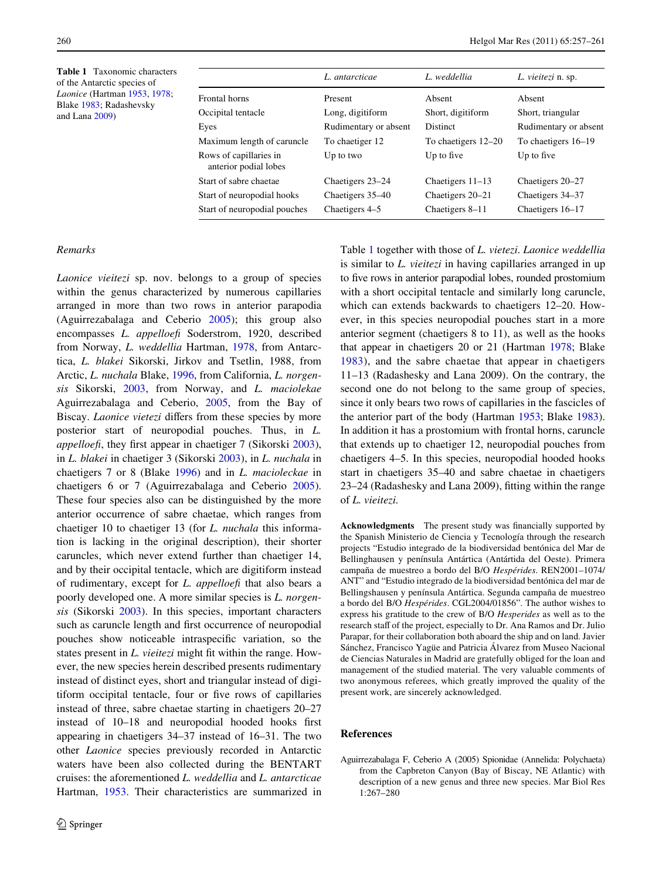**Table 1** Taxonomic characters of the Antarctic species of *Laonice* (Hartman 1953, 1978; Blake 1983; Radashevsky and Lana 2009)

| | *L. antarcticae* | *L. weddellia* | *L. vieitezi* n. sp. |
|---|---|---|---|
| Frontal horns | Present | Absent | Absent |
| Occipital tentacle | Long, digitiform | Short, digitiform | Short, triangular |
| Eyes | Rudimentary or absent | Distinct | Rudimentary or absent |
| Maximum length of caruncle | To chaetiger 12 | To chaetigers 12–20 | To chaetigers 16–19 |
| Rows of capillaries in anterior podial lobes | Up to two | Up to five | Up to five |
| Start of sabre chaetae | Chaetigers 23–24 | Chaetigers 11–13 | Chaetigers 20–27 |
| Start of neuropodial hooks | Chaetigers 35–40 | Chaetigers 20–21 | Chaetigers 34–37 |
| Start of neuropodial pouches | Chaetigers 4–5 | Chaetigers 8–11 | Chaetigers 16–17 |

*Remarks*

*Laonice vieitezi* sp. nov. belongs to a group of species within the genus characterized by numerous capillaries arranged in more than two rows in anterior parapodia (Aguirrezabalaga and Ceberio 2005); this group also encompasses *L. appelloefi* Soderstrom, 1920, described from Norway, *L. weddellia* Hartman, 1978, from Antarctica, *L. blakei* Sikorski, Jirkov and Tsetlin, 1988, from Arctic, *L. nuchala* Blake, 1996, from California, *L. norgensis* Sikorski, 2003, from Norway, and *L. maciolekae* Aguirrezabalaga and Ceberio, 2005, from the Bay of Biscay. *Laonice vietezi* differs from these species by more posterior start of neuropodial pouches. Thus, in *L. appelloefi*, they first appear in chaetiger 7 (Sikorski 2003), in *L. blakei* in chaetiger 3 (Sikorski 2003), in *L. nuchala* in chaetigers 7 or 8 (Blake 1996) and in *L. macioleckae* in chaetigers 6 or 7 (Aguirrezabalaga and Ceberio 2005). These four species also can be distinguished by the more anterior occurrence of sabre chaetae, which ranges from chaetiger 10 to chaetiger 13 (for *L. nuchala* this information is lacking in the original description), their shorter caruncles, which never extend further than chaetiger 14, and by their occipital tentacle, which are digitiform instead of rudimentary, except for *L. appelloefi* that also bears a poorly developed one. A more similar species is *L. norgensis* (Sikorski 2003). In this species, important characters such as caruncle length and first occurrence of neuropodial pouches show noticeable intraspecific variation, so the states present in *L. vieitezi* might fit within the range. However, the new species herein described presents rudimentary instead of distinct eyes, short and triangular instead of digitiform occipital tentacle, four or five rows of capillaries instead of three, sabre chaetae starting in chaetigers 20–27 instead of 10–18 and neuropodial hooded hooks first appearing in chaetigers 34–37 instead of 16–31. The two other *Laonice* species previously recorded in Antarctic waters have been also collected during the BENTART cruises: the aforementioned *L. weddellia* and *L. antarcticae* Hartman, 1953. Their characteristics are summarized in Table 1 together with those of *L. vietezi*. *Laonice weddellia* is similar to *L. vieitezi* in having capillaries arranged in up to five rows in anterior parapodial lobes, rounded prostomium with a short occipital tentacle and similarly long caruncle, which can extends backwards to chaetigers 12–20. However, in this species neuropodial pouches start in a more anterior segment (chaetigers 8 to 11), as well as the hooks that appear in chaetigers 20 or 21 (Hartman 1978; Blake 1983), and the sabre chaetae that appear in chaetigers 11–13 (Radashesky and Lana 2009). On the contrary, the second one do not belong to the same group of species, since it only bears two rows of capillaries in the fascicles of the anterior part of the body (Hartman 1953; Blake 1983). In addition it has a prostomium with frontal horns, caruncle that extends up to chaetiger 12, neuropodial pouches from chaetigers 4–5. In this species, neuropodial hooded hooks start in chaetigers 35–40 and sabre chaetae in chaetigers 23–24 (Radashesky and Lana 2009), fitting within the range of *L. vieitezi*.

**Acknowledgments** The present study was financially supported by the Spanish Ministerio de Ciencia y Tecnología through the research projects "Estudio integrado de la biodiversidad bentónica del Mar de Bellinghausen y península Antártica (Antártida del Oeste). Primera campaña de muestreo a bordo del B/O *Hespérides*. REN2001–1074/ANT" and "Estudio integrado de la biodiversidad bentónica del mar de Bellingshausen y península Antártica. Segunda campaña de muestreo a bordo del B/O *Hespérides*. CGL2004/01856". The author wishes to express his gratitude to the crew of B/O *Hesperides* as well as to the research staff of the project, especially to Dr. Ana Ramos and Dr. Julio Parapar, for their collaboration both aboard the ship and on land. Javier Sánchez, Francisco Yagüe and Patricia Álvarez from Museo Nacional de Ciencias Naturales in Madrid are gratefully obliged for the loan and management of the studied material. The very valuable comments of two anonymous referees, which greatly improved the quality of the present work, are sincerely acknowledged.

## References

Aguirrezabalaga F, Ceberio A (2005) Spionidae (Annelida: Polychaeta) from the Capbreton Canyon (Bay of Biscay, NE Atlantic) with description of a new genus and three new species. Mar Biol Res 1:267–280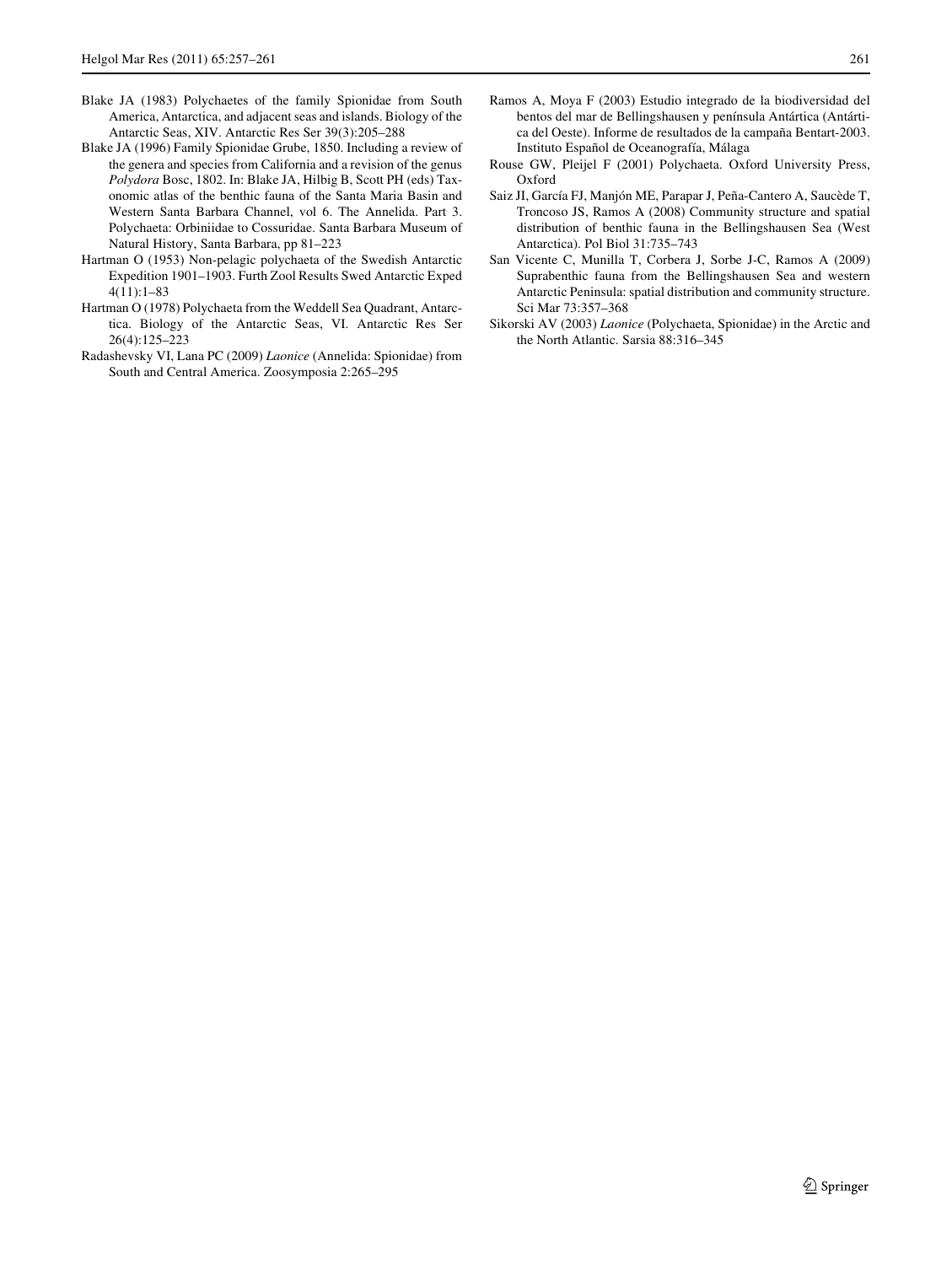Blake JA (1983) Polychaetes of the family Spionidae from South America, Antarctica, and adjacent seas and islands. Biology of the Antarctic Seas, XIV. Antarctic Res Ser 39(3):205–288

Blake JA (1996) Family Spionidae Grube, 1850. Including a review of the genera and species from California and a revision of the genus *Polydora* Bosc, 1802. In: Blake JA, Hilbig B, Scott PH (eds) Taxonomic atlas of the benthic fauna of the Santa Maria Basin and Western Santa Barbara Channel, vol 6. The Annelida. Part 3. Polychaeta: Orbiniidae to Cossuridae. Santa Barbara Museum of Natural History, Santa Barbara, pp 81–223

Hartman O (1953) Non-pelagic polychaeta of the Swedish Antarctic Expedition 1901–1903. Furth Zool Results Swed Antarctic Exped 4(11):1–83

Hartman O (1978) Polychaeta from the Weddell Sea Quadrant, Antarctica. Biology of the Antarctic Seas, VI. Antarctic Res Ser 26(4):125–223

Radashevsky VI, Lana PC (2009) *Laonice* (Annelida: Spionidae) from South and Central America. Zoosymposia 2:265–295

Ramos A, Moya F (2003) Estudio integrado de la biodiversidad del bentos del mar de Bellingshausen y península Antártica (Antártica del Oeste). Informe de resultados de la campaña Bentart-2003. Instituto Español de Oceanografía, Málaga

Rouse GW, Pleijel F (2001) Polychaeta. Oxford University Press, Oxford

Saiz JI, García FJ, Manjón ME, Parapar J, Peña-Cantero A, Saucède T, Troncoso JS, Ramos A (2008) Community structure and spatial distribution of benthic fauna in the Bellingshausen Sea (West Antarctica). Pol Biol 31:735–743

San Vicente C, Munilla T, Corbera J, Sorbe J-C, Ramos A (2009) Suprabenthic fauna from the Bellingshausen Sea and western Antarctic Peninsula: spatial distribution and community structure. Sci Mar 73:357–368

Sikorski AV (2003) *Laonice* (Polychaeta, Spionidae) in the Arctic and the North Atlantic. Sarsia 88:316–345